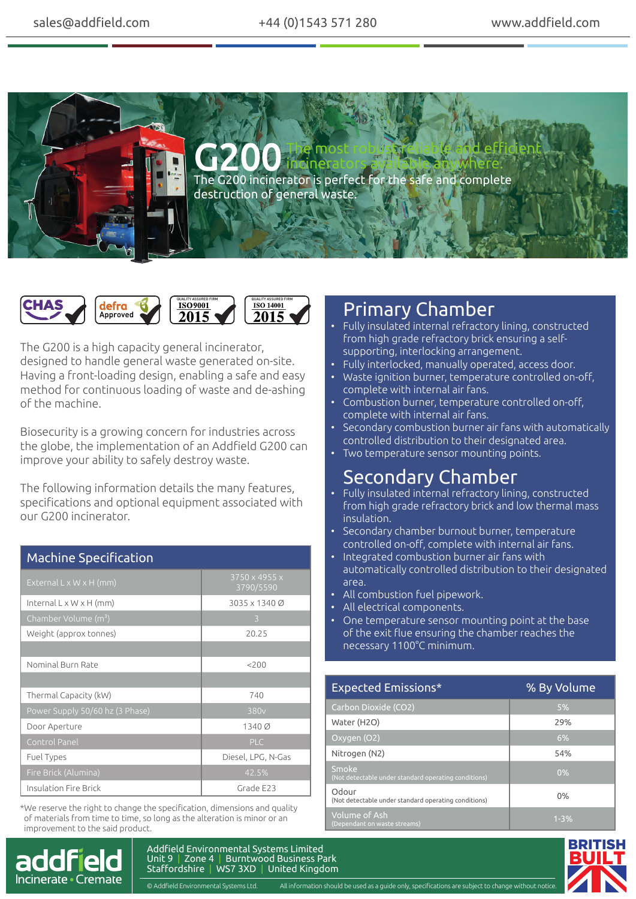sales@addfield.com | +44 (0)1543 571 280 | www.addfield.com

# G200

The most robust reliable and efficient incinerators available anywhere.

The G200 incinerator is perfect for the safe and complete destruction of general waste.

CHAS | defra Approved | QUALITY ASSURED FIRM ISO9001 2015 | QUALITY ASSURED FIRM ISO 14001 2015

The G200 is a high capacity general incinerator, designed to handle general waste generated on-site. Having a front-loading design, enabling a safe and easy method for continuous loading of waste and de-ashing of the machine.

Biosecurity is a growing concern for industries across the globe, the implementation of an Addfield G200 can improve your ability to safely destroy waste.

The following information details the many features, specifications and optional equipment associated with our G200 incinerator.

## Machine Specification

| Machine Specification | |
|---|---|
| External L x W x H (mm) | 3750 x 4955 x 3790/5590 |
| Internal L x W x H (mm) | 3035 x 1340 Ø |
| Chamber Volume (m³) | 3 |
| Weight (approx tonnes) | 20.25 |
| | |
| Nominal Burn Rate | <200 |
| | |
| Thermal Capacity (kW) | 740 |
| Power Supply 50/60 hz (3 Phase) | 380v |
| Door Aperture | 1340 Ø |
| Control Panel | PLC |
| Fuel Types | Diesel, LPG, N-Gas |
| Fire Brick (Alumina) | 42.5% |
| Insulation Fire Brick | Grade E23 |

*We reserve the right to change the specification, dimensions and quality of materials from time to time, so long as the alteration is minor or an improvement to the said product.

## Primary Chamber

- Fully insulated internal refractory lining, constructed from high grade refractory brick ensuring a self-supporting, interlocking arrangement.
- Fully interlocked, manually operated, access door.
- Waste ignition burner, temperature controlled on-off, complete with internal air fans.
- Combustion burner, temperature controlled on-off, complete with internal air fans.
- Secondary combustion burner air fans with automatically controlled distribution to their designated area.
- Two temperature sensor mounting points.

## Secondary Chamber

- Fully insulated internal refractory lining, constructed from high grade refractory brick and low thermal mass insulation.
- Secondary chamber burnout burner, temperature controlled on-off, complete with internal air fans.
- Integrated combustion burner air fans with automatically controlled distribution to their designated area.
- All combustion fuel pipework.
- All electrical components.
- One temperature sensor mounting point at the base of the exit flue ensuring the chamber reaches the necessary 1100°C minimum.

| Expected Emissions* | % By Volume |
|---|---|
| Carbon Dioxide ($CO_2$) | 5% |
| Water ($H_2O$) | 29% |
| Oxygen ($O_2$) | 6% |
| Nitrogen ($N_2$) | 54% |
| Smoke (Not detectable under standard operating conditions) | 0% |
| Odour (Not detectable under standard operating conditions) | 0% |
| Volume of Ash (Dependant on waste streams) | 1-3% |

addfield Incinerate • Cremate

Addfield Environmental Systems Limited
Unit 9 | Zone 4 | Burntwood Business Park
Staffordshire | WS7 3XD | United Kingdom

© Addfield Environmental Systems Ltd. All information should be used as a guide only, specifications are subject to change without notice.

BRITISH BUILT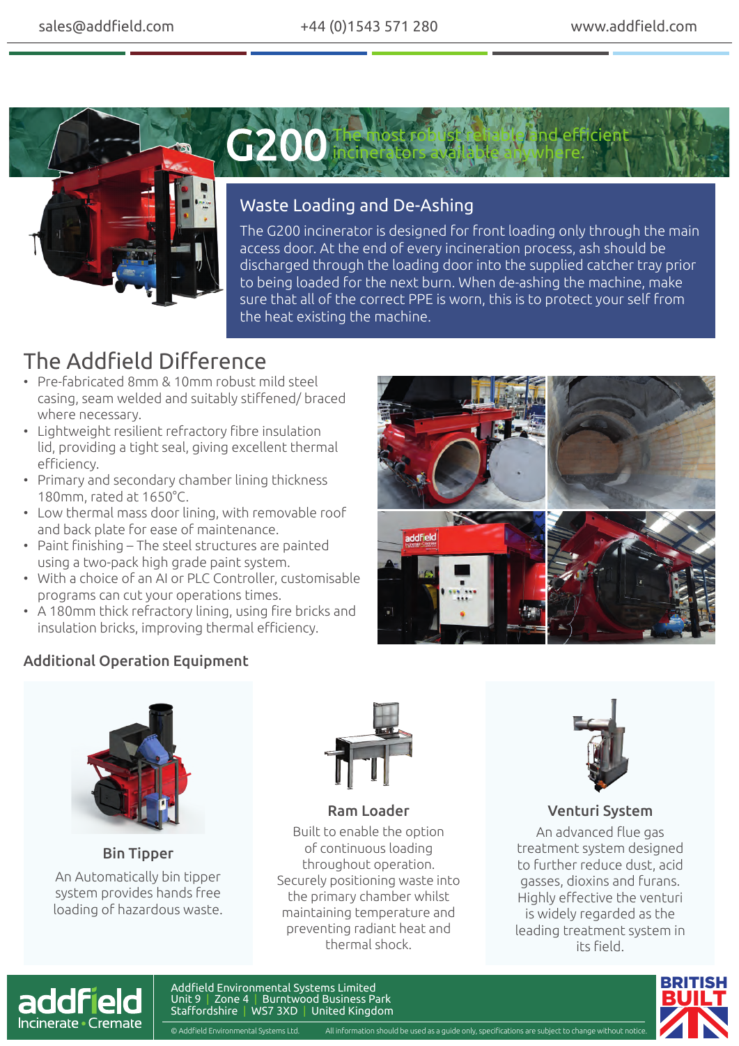# G200 The most robust reliable and efficient incinerators available anywhere.

## Waste Loading and De-Ashing

The G200 incinerator is designed for front loading only through the main access door. At the end of every incineration process, ash should be discharged through the loading door into the supplied catcher tray prior to being loaded for the next burn. When de-ashing the machine, make sure that all of the correct PPE is worn, this is to protect your self from the heat existing the machine.

## The Addfield Difference

- Pre-fabricated 8mm & 10mm robust mild steel casing, seam welded and suitably stiffened/ braced where necessary.
- Lightweight resilient refractory fibre insulation lid, providing a tight seal, giving excellent thermal efficiency.
- Primary and secondary chamber lining thickness 180mm, rated at 1650°C.
- Low thermal mass door lining, with removable roof and back plate for ease of maintenance.
- Paint finishing – The steel structures are painted using a two-pack high grade paint system.
- With a choice of an AI or PLC Controller, customisable programs can cut your operations times.
- A 180mm thick refractory lining, using fire bricks and insulation bricks, improving thermal efficiency.

### Additional Operation Equipment

**Bin Tipper**

An Automatically bin tipper system provides hands free loading of hazardous waste.

**Ram Loader**

Built to enable the option of continuous loading throughout operation. Securely positioning waste into the primary chamber whilst maintaining temperature and preventing radiant heat and thermal shock.

**Venturi System**

An advanced flue gas treatment system designed to further reduce dust, acid gasses, dioxins and furans. Highly effective the venturi is widely regarded as the leading treatment system in its field.

Addfield Environmental Systems Limited
Unit 9 | Zone 4 | Burntwood Business Park
Staffordshire | WS7 3XD | United Kingdom

© Addfield Environmental Systems Ltd. All information should be used as a guide only, specifications are subject to change without notice.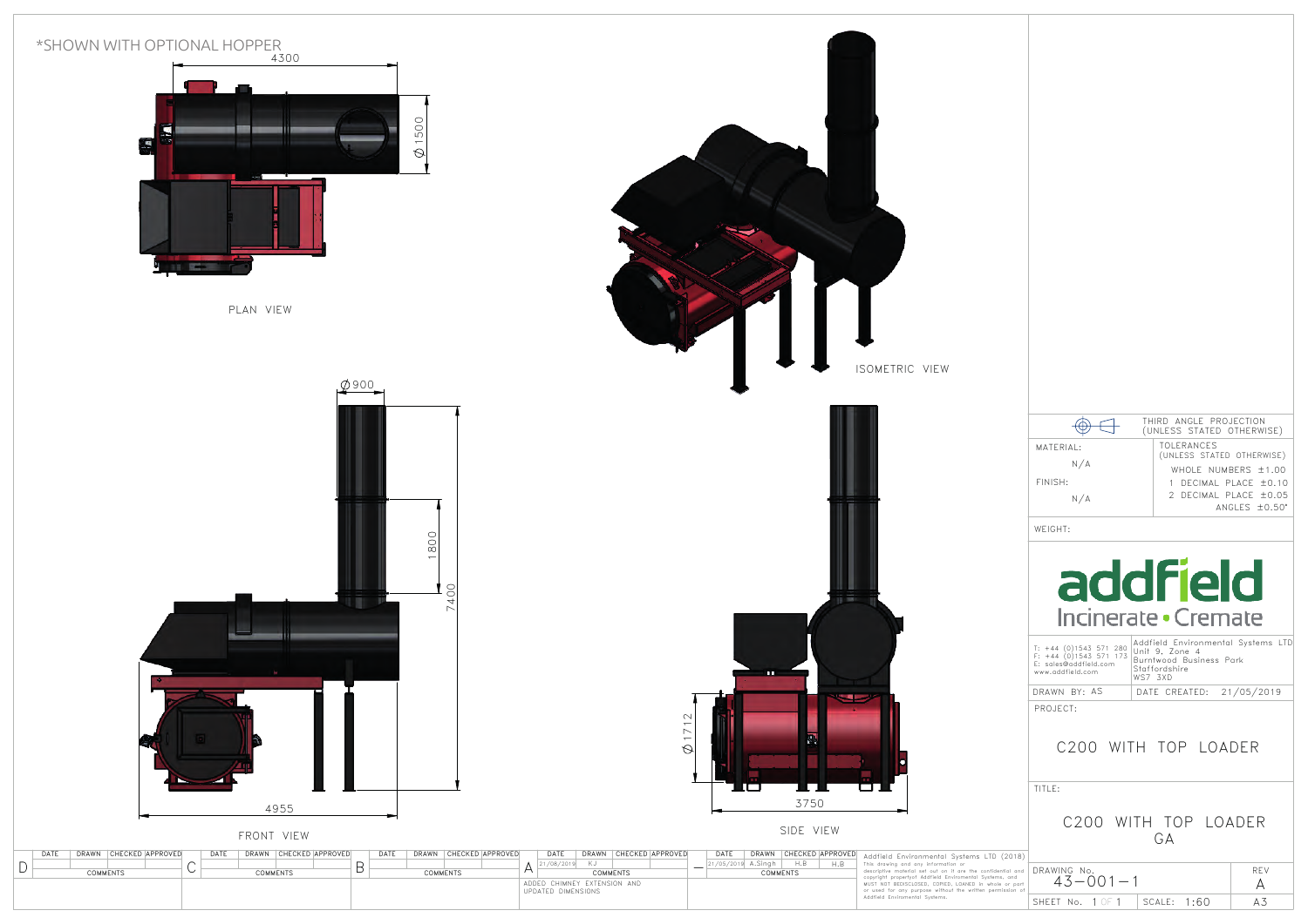*SHOWN WITH OPTIONAL HOPPER

4300

Ø1500

PLAN VIEW

ISOMETRIC VIEW

Ø900

1800

7400

4955

FRONT VIEW

Ø1712

3750

SIDE VIEW

THIRD ANGLE PROJECTION (UNLESS STATED OTHERWISE)

| | |
|---|---|
| MATERIAL: N/A | TOLERANCES (UNLESS STATED OTHERWISE) WHOLE NUMBERS ±1.00 1 DECIMAL PLACE ±0.10 2 DECIMAL PLACE ±0.05 ANGLES ±0.50° |
| FINISH: N/A | |
| WEIGHT: | |

addfield Incinerate • Cremate

T: +44 (0)1543 571 280
F: +44 (0)1543 571 173
E: sales@addfield.com
www.addfield.com

Addfield Environmental Systems LTD
Unit 9, Zone 4
Burntwood Business Park
Staffordshire
WS7 3XD

| | |
|---|---|
| DRAWN BY: AS | DATE CREATED: 21/05/2019 |

PROJECT: C200 WITH TOP LOADER

TITLE: C200 WITH TOP LOADER GA

| DRAWING No. | REV |
|---|---|
| 43-001-1 | A |

| | | |
|---|---|---|
| SHEET No. 1 OF 1 | SCALE: 1:60 | A3 |

| REV | DATE | DRAWN | CHECKED | APPROVED | COMMENTS |
|---|---|---|---|---|---|
| D | | | | | |
| C | | | | | |
| B | | | | | |
| A | 21/08/2019 | KJ | | | ADDED CHIMNEY EXTENSION AND UPDATED DIMENSIONS |
| — | 21/05/2019 | A.Singh | H.B | H.B | |

Addfield Environmental Systems LTD (2018)
This drawing and any information or descriptive material set out on it are the confidential and copyright propertyof Addfield Enviromental Systems, and MUST NOT BEDISCLOSED, COPIED, LOANED in whole or part or used for any purpose without the written permission of Addfield Enviromental Systems.